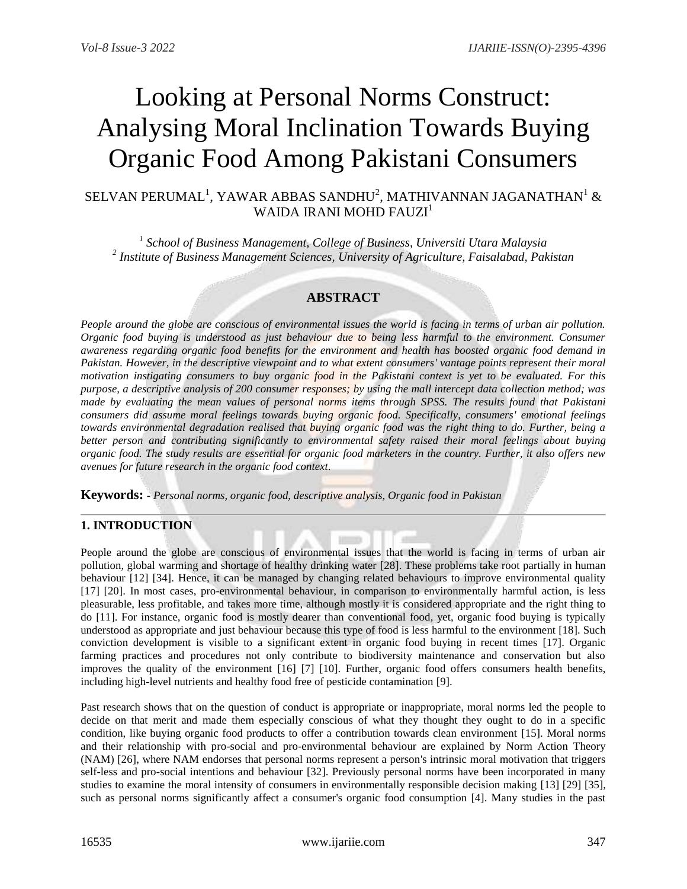# Looking at Personal Norms Construct: Analysing Moral Inclination Towards Buying Organic Food Among Pakistani Consumers

SELVAN PERUMAL[1], YAWAR ABBAS SANDHU[2], MATHIVANNAN JAGANATHAN[1] & WAIDA IRANI MOHD FAUZI[1]

*[1] School of Business Management, College of Business, Universiti Utara Malaysia*
*[2] Institute of Business Management Sciences, University of Agriculture, Faisalabad, Pakistan*

## ABSTRACT

*People around the globe are conscious of environmental issues the world is facing in terms of urban air pollution. Organic food buying is understood as just behaviour due to being less harmful to the environment. Consumer awareness regarding organic food benefits for the environment and health has boosted organic food demand in Pakistan. However, in the descriptive viewpoint and to what extent consumers' vantage points represent their moral motivation instigating consumers to buy organic food in the Pakistani context is yet to be evaluated. For this purpose, a descriptive analysis of 200 consumer responses; by using the mall intercept data collection method; was made by evaluating the mean values of personal norms items through SPSS. The results found that Pakistani consumers did assume moral feelings towards buying organic food. Specifically, consumers' emotional feelings towards environmental degradation realised that buying organic food was the right thing to do. Further, being a better person and contributing significantly to environmental safety raised their moral feelings about buying organic food. The study results are essential for organic food marketers in the country. Further, it also offers new avenues for future research in the organic food context.*

**Keywords:** - *Personal norms, organic food, descriptive analysis, Organic food in Pakistan*

## 1. INTRODUCTION

People around the globe are conscious of environmental issues that the world is facing in terms of urban air pollution, global warming and shortage of healthy drinking water [28]. These problems take root partially in human behaviour [12] [34]. Hence, it can be managed by changing related behaviours to improve environmental quality [17] [20]. In most cases, pro-environmental behaviour, in comparison to environmentally harmful action, is less pleasurable, less profitable, and takes more time, although mostly it is considered appropriate and the right thing to do [11]. For instance, organic food is mostly dearer than conventional food, yet, organic food buying is typically understood as appropriate and just behaviour because this type of food is less harmful to the environment [18]. Such conviction development is visible to a significant extent in organic food buying in recent times [17]. Organic farming practices and procedures not only contribute to biodiversity maintenance and conservation but also improves the quality of the environment [16] [7] [10]. Further, organic food offers consumers health benefits, including high-level nutrients and healthy food free of pesticide contamination [9].

Past research shows that on the question of conduct is appropriate or inappropriate, moral norms led the people to decide on that merit and made them especially conscious of what they thought they ought to do in a specific condition, like buying organic food products to offer a contribution towards clean environment [15]. Moral norms and their relationship with pro-social and pro-environmental behaviour are explained by Norm Action Theory (NAM) [26], where NAM endorses that personal norms represent a person's intrinsic moral motivation that triggers self-less and pro-social intentions and behaviour [32]. Previously personal norms have been incorporated in many studies to examine the moral intensity of consumers in environmentally responsible decision making [13] [29] [35], such as personal norms significantly affect a consumer's organic food consumption [4]. Many studies in the past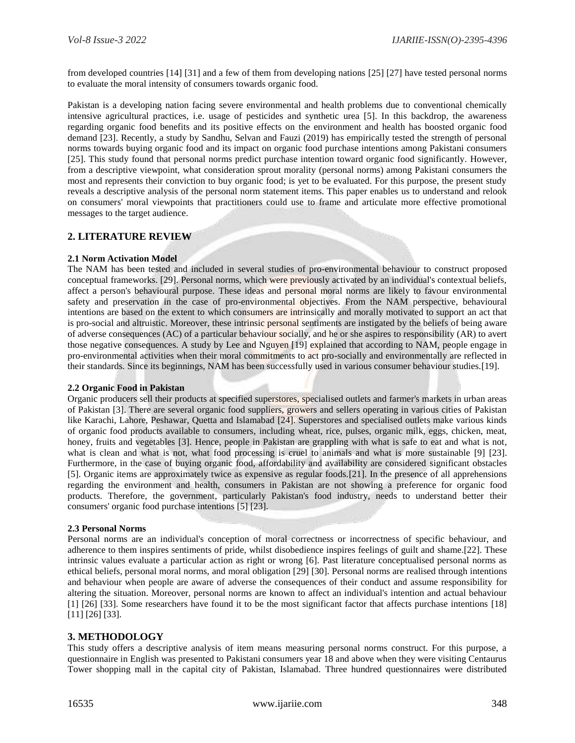from developed countries [14] [31] and a few of them from developing nations [25] [27] have tested personal norms to evaluate the moral intensity of consumers towards organic food.

Pakistan is a developing nation facing severe environmental and health problems due to conventional chemically intensive agricultural practices, i.e. usage of pesticides and synthetic urea [5]. In this backdrop, the awareness regarding organic food benefits and its positive effects on the environment and health has boosted organic food demand [23]. Recently, a study by Sandhu, Selvan and Fauzi (2019) has empirically tested the strength of personal norms towards buying organic food and its impact on organic food purchase intentions among Pakistani consumers [25]. This study found that personal norms predict purchase intention toward organic food significantly. However, from a descriptive viewpoint, what consideration sprout morality (personal norms) among Pakistani consumers the most and represents their conviction to buy organic food; is yet to be evaluated. For this purpose, the present study reveals a descriptive analysis of the personal norm statement items. This paper enables us to understand and relook on consumers' moral viewpoints that practitioners could use to frame and articulate more effective promotional messages to the target audience.

## 2. LITERATURE REVIEW

### 2.1 Norm Activation Model

The NAM has been tested and included in several studies of pro-environmental behaviour to construct proposed conceptual frameworks. [29]. Personal norms, which were previously activated by an individual's contextual beliefs, affect a person's behavioural purpose. These ideas and personal moral norms are likely to favour environmental safety and preservation in the case of pro-environmental objectives. From the NAM perspective, behavioural intentions are based on the extent to which consumers are intrinsically and morally motivated to support an act that is pro-social and altruistic. Moreover, these intrinsic personal sentiments are instigated by the beliefs of being aware of adverse consequences (AC) of a particular behaviour socially, and he or she aspires to responsibility (AR) to avert those negative consequences. A study by Lee and Nguyen [19] explained that according to NAM, people engage in pro-environmental activities when their moral commitments to act pro-socially and environmentally are reflected in their standards. Since its beginnings, NAM has been successfully used in various consumer behaviour studies.[19].

### 2.2 Organic Food in Pakistan

Organic producers sell their products at specified superstores, specialised outlets and farmer's markets in urban areas of Pakistan [3]. There are several organic food suppliers, growers and sellers operating in various cities of Pakistan like Karachi, Lahore, Peshawar, Quetta and Islamabad [24]. Superstores and specialised outlets make various kinds of organic food products available to consumers, including wheat, rice, pulses, organic milk, eggs, chicken, meat, honey, fruits and vegetables [3]. Hence, people in Pakistan are grappling with what is safe to eat and what is not, what is clean and what is not, what food processing is cruel to animals and what is more sustainable [9] [23]. Furthermore, in the case of buying organic food, affordability and availability are considered significant obstacles [5]. Organic items are approximately twice as expensive as regular foods.[21]. In the presence of all apprehensions regarding the environment and health, consumers in Pakistan are not showing a preference for organic food products. Therefore, the government, particularly Pakistan's food industry, needs to understand better their consumers' organic food purchase intentions [5] [23].

### 2.3 Personal Norms

Personal norms are an individual's conception of moral correctness or incorrectness of specific behaviour, and adherence to them inspires sentiments of pride, whilst disobedience inspires feelings of guilt and shame.[22]. These intrinsic values evaluate a particular action as right or wrong [6]. Past literature conceptualised personal norms as ethical beliefs, personal moral norms, and moral obligation [29] [30]. Personal norms are realised through intentions and behaviour when people are aware of adverse the consequences of their conduct and assume responsibility for altering the situation. Moreover, personal norms are known to affect an individual's intention and actual behaviour [1] [26] [33]. Some researchers have found it to be the most significant factor that affects purchase intentions [18] [11] [26] [33].

## 3. METHODOLOGY

This study offers a descriptive analysis of item means measuring personal norms construct. For this purpose, a questionnaire in English was presented to Pakistani consumers year 18 and above when they were visiting Centaurus Tower shopping mall in the capital city of Pakistan, Islamabad. Three hundred questionnaires were distributed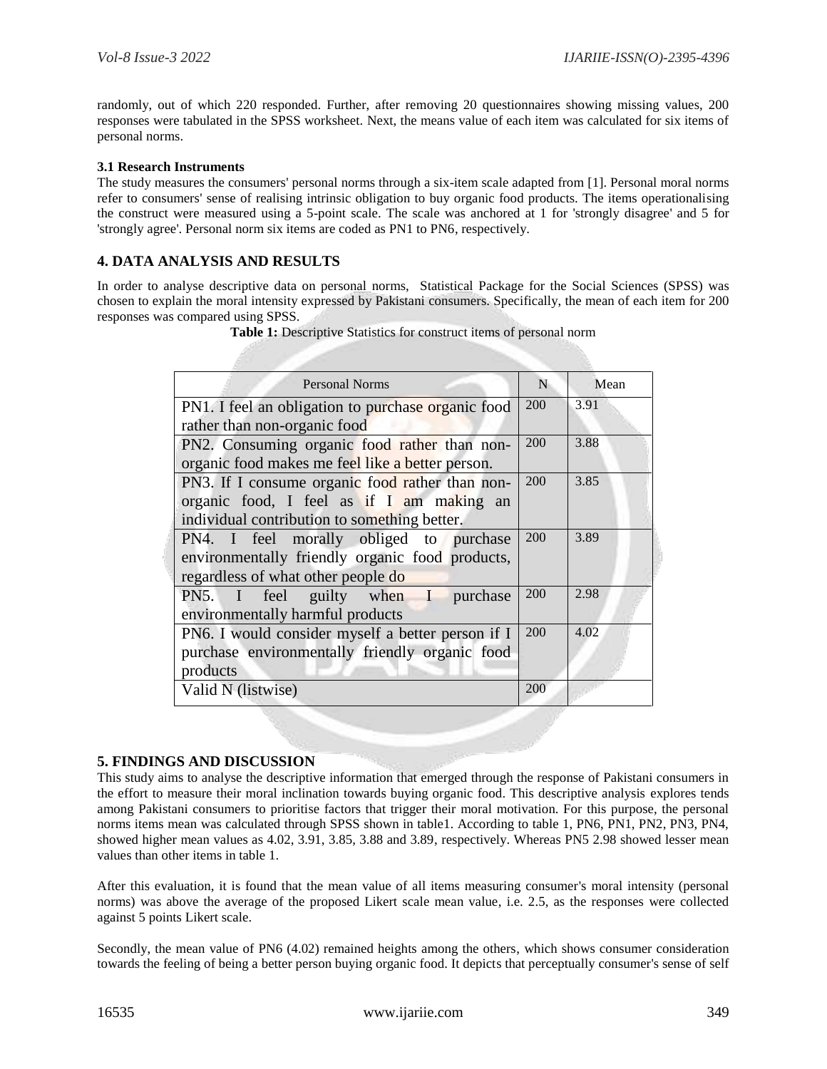randomly, out of which 220 responded. Further, after removing 20 questionnaires showing missing values, 200 responses were tabulated in the SPSS worksheet. Next, the means value of each item was calculated for six items of personal norms.

### 3.1 Research Instruments

The study measures the consumers' personal norms through a six-item scale adapted from [1]. Personal moral norms refer to consumers' sense of realising intrinsic obligation to buy organic food products. The items operationalising the construct were measured using a 5-point scale. The scale was anchored at 1 for 'strongly disagree' and 5 for 'strongly agree'. Personal norm six items are coded as PN1 to PN6, respectively.

## 4. DATA ANALYSIS AND RESULTS

In order to analyse descriptive data on personal norms, Statistical Package for the Social Sciences (SPSS) was chosen to explain the moral intensity expressed by Pakistani consumers. Specifically, the mean of each item for 200 responses was compared using SPSS.

**Table 1:** Descriptive Statistics for construct items of personal norm

| Personal Norms | N | Mean |
|---|---|---|
| PN1. I feel an obligation to purchase organic food rather than non-organic food | 200 | 3.91 |
| PN2. Consuming organic food rather than non-organic food makes me feel like a better person. | 200 | 3.88 |
| PN3. If I consume organic food rather than non-organic food, I feel as if I am making an individual contribution to something better. | 200 | 3.85 |
| PN4. I feel morally obliged to purchase environmentally friendly organic food products, regardless of what other people do | 200 | 3.89 |
| PN5. I feel guilty when I purchase environmentally harmful products | 200 | 2.98 |
| PN6. I would consider myself a better person if I purchase environmentally friendly organic food products | 200 | 4.02 |
| Valid N (listwise) | 200 | |

## 5. FINDINGS AND DISCUSSION

This study aims to analyse the descriptive information that emerged through the response of Pakistani consumers in the effort to measure their moral inclination towards buying organic food. This descriptive analysis explores tends among Pakistani consumers to prioritise factors that trigger their moral motivation. For this purpose, the personal norms items mean was calculated through SPSS shown in table1. According to table 1, PN6, PN1, PN2, PN3, PN4, showed higher mean values as 4.02, 3.91, 3.85, 3.88 and 3.89, respectively. Whereas PN5 2.98 showed lesser mean values than other items in table 1.

After this evaluation, it is found that the mean value of all items measuring consumer's moral intensity (personal norms) was above the average of the proposed Likert scale mean value, i.e. 2.5, as the responses were collected against 5 points Likert scale.

Secondly, the mean value of PN6 (4.02) remained heights among the others, which shows consumer consideration towards the feeling of being a better person buying organic food. It depicts that perceptually consumer's sense of self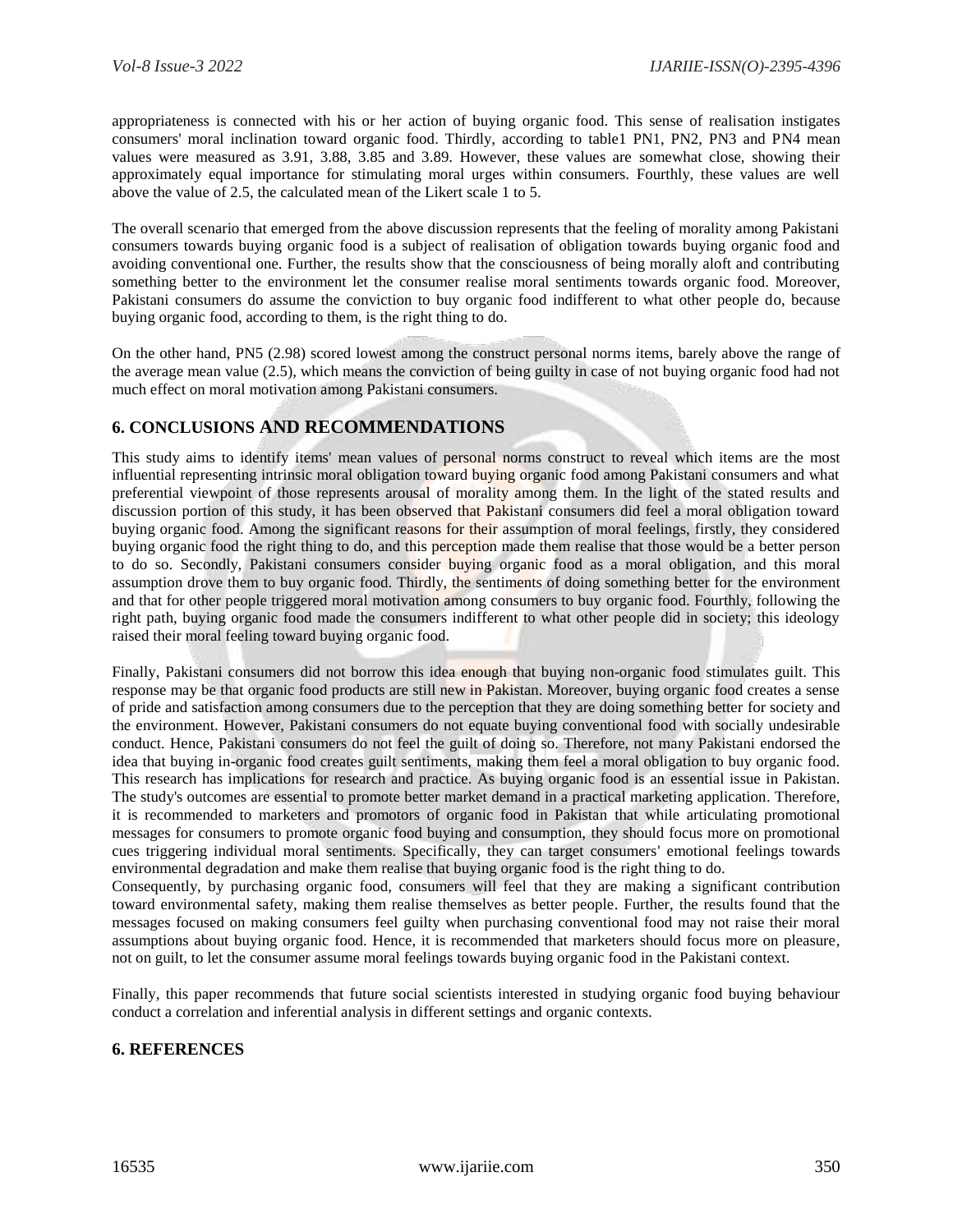appropriateness is connected with his or her action of buying organic food. This sense of realisation instigates consumers' moral inclination toward organic food. Thirdly, according to table1 PN1, PN2, PN3 and PN4 mean values were measured as 3.91, 3.88, 3.85 and 3.89. However, these values are somewhat close, showing their approximately equal importance for stimulating moral urges within consumers. Fourthly, these values are well above the value of 2.5, the calculated mean of the Likert scale 1 to 5.

The overall scenario that emerged from the above discussion represents that the feeling of morality among Pakistani consumers towards buying organic food is a subject of realisation of obligation towards buying organic food and avoiding conventional one. Further, the results show that the consciousness of being morally aloft and contributing something better to the environment let the consumer realise moral sentiments towards organic food. Moreover, Pakistani consumers do assume the conviction to buy organic food indifferent to what other people do, because buying organic food, according to them, is the right thing to do.

On the other hand, PN5 (2.98) scored lowest among the construct personal norms items, barely above the range of the average mean value (2.5), which means the conviction of being guilty in case of not buying organic food had not much effect on moral motivation among Pakistani consumers.

## 6. CONCLUSIONS AND RECOMMENDATIONS

This study aims to identify items' mean values of personal norms construct to reveal which items are the most influential representing intrinsic moral obligation toward buying organic food among Pakistani consumers and what preferential viewpoint of those represents arousal of morality among them. In the light of the stated results and discussion portion of this study, it has been observed that Pakistani consumers did feel a moral obligation toward buying organic food. Among the significant reasons for their assumption of moral feelings, firstly, they considered buying organic food the right thing to do, and this perception made them realise that those would be a better person to do so. Secondly, Pakistani consumers consider buying organic food as a moral obligation, and this moral assumption drove them to buy organic food. Thirdly, the sentiments of doing something better for the environment and that for other people triggered moral motivation among consumers to buy organic food. Fourthly, following the right path, buying organic food made the consumers indifferent to what other people did in society; this ideology raised their moral feeling toward buying organic food.

Finally, Pakistani consumers did not borrow this idea enough that buying non-organic food stimulates guilt. This response may be that organic food products are still new in Pakistan. Moreover, buying organic food creates a sense of pride and satisfaction among consumers due to the perception that they are doing something better for society and the environment. However, Pakistani consumers do not equate buying conventional food with socially undesirable conduct. Hence, Pakistani consumers do not feel the guilt of doing so. Therefore, not many Pakistani endorsed the idea that buying in-organic food creates guilt sentiments, making them feel a moral obligation to buy organic food. This research has implications for research and practice. As buying organic food is an essential issue in Pakistan. The study's outcomes are essential to promote better market demand in a practical marketing application. Therefore, it is recommended to marketers and promotors of organic food in Pakistan that while articulating promotional messages for consumers to promote organic food buying and consumption, they should focus more on promotional cues triggering individual moral sentiments. Specifically, they can target consumers' emotional feelings towards environmental degradation and make them realise that buying organic food is the right thing to do.
Consequently, by purchasing organic food, consumers will feel that they are making a significant contribution toward environmental safety, making them realise themselves as better people. Further, the results found that the messages focused on making consumers feel guilty when purchasing conventional food may not raise their moral assumptions about buying organic food. Hence, it is recommended that marketers should focus more on pleasure, not on guilt, to let the consumer assume moral feelings towards buying organic food in the Pakistani context.

Finally, this paper recommends that future social scientists interested in studying organic food buying behaviour conduct a correlation and inferential analysis in different settings and organic contexts.

## 6. REFERENCES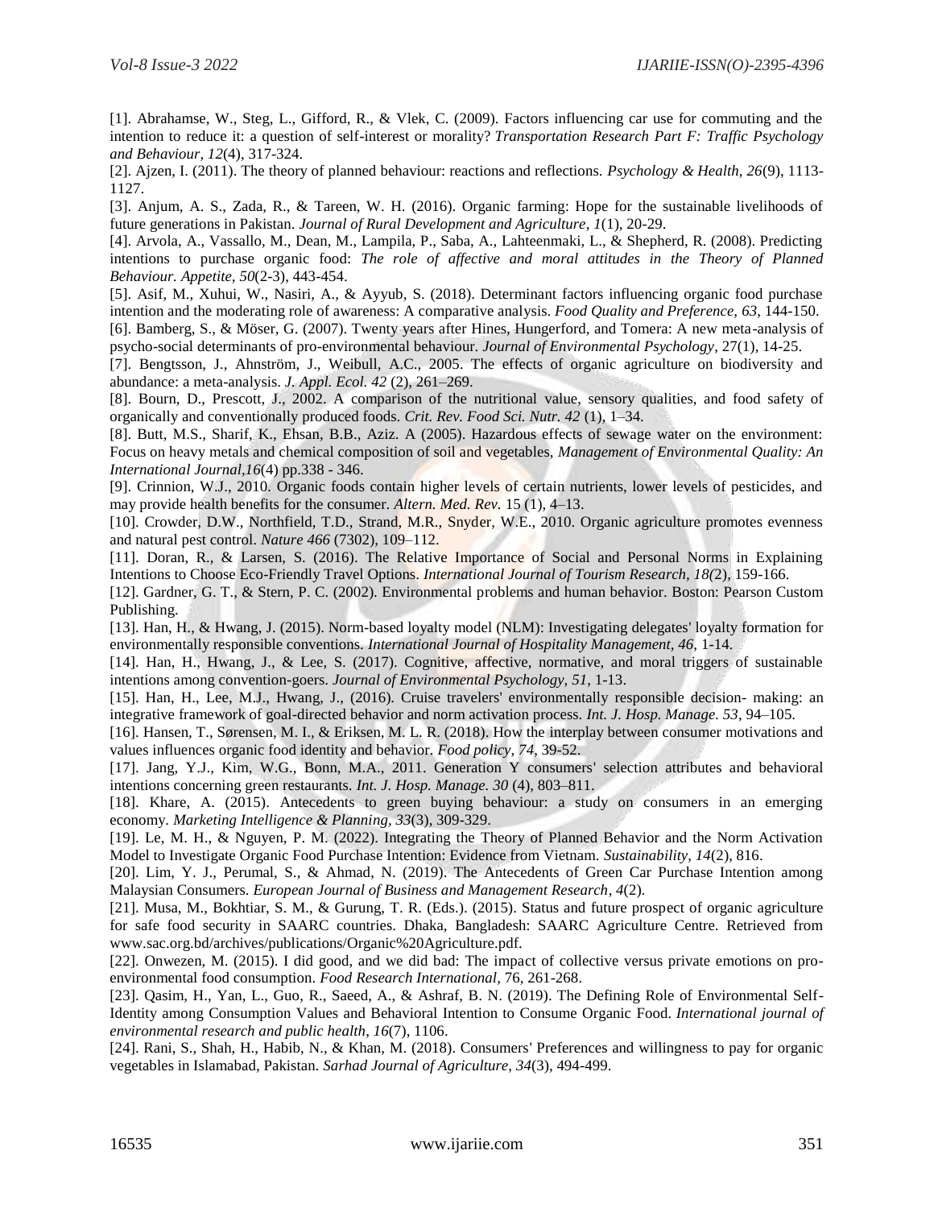[1]. Abrahamse, W., Steg, L., Gifford, R., & Vlek, C. (2009). Factors influencing car use for commuting and the intention to reduce it: a question of self-interest or morality? *Transportation Research Part F: Traffic Psychology and Behaviour, 12*(4), 317-324.

[2]. Ajzen, I. (2011). The theory of planned behaviour: reactions and reflections. *Psychology & Health, 26*(9), 1113-1127.

[3]. Anjum, A. S., Zada, R., & Tareen, W. H. (2016). Organic farming: Hope for the sustainable livelihoods of future generations in Pakistan. *Journal of Rural Development and Agriculture, 1*(1), 20-29.

[4]. Arvola, A., Vassallo, M., Dean, M., Lampila, P., Saba, A., Lahteenmaki, L., & Shepherd, R. (2008). Predicting intentions to purchase organic food: *The role of affective and moral attitudes in the Theory of Planned Behaviour. Appetite, 50*(2-3), 443-454.

[5]. Asif, M., Xuhui, W., Nasiri, A., & Ayyub, S. (2018). Determinant factors influencing organic food purchase intention and the moderating role of awareness: A comparative analysis. *Food Quality and Preference, 63*, 144-150.

[6]. Bamberg, S., & Möser, G. (2007). Twenty years after Hines, Hungerford, and Tomera: A new meta-analysis of psycho-social determinants of pro-environmental behaviour. *Journal of Environmental Psychology*, 27(1), 14-25.

[7]. Bengtsson, J., Ahnström, J., Weibull, A.C., 2005. The effects of organic agriculture on biodiversity and abundance: a meta-analysis. *J. Appl. Ecol. 42* (2), 261–269.

[8]. Bourn, D., Prescott, J., 2002. A comparison of the nutritional value, sensory qualities, and food safety of organically and conventionally produced foods. *Crit. Rev. Food Sci. Nutr. 42* (1), 1–34.

[8]. Butt, M.S., Sharif, K., Ehsan, B.B., Aziz. A (2005). Hazardous effects of sewage water on the environment: Focus on heavy metals and chemical composition of soil and vegetables, *Management of Environmental Quality: An International Journal,16*(4) pp.338 - 346.

[9]. Crinnion, W.J., 2010. Organic foods contain higher levels of certain nutrients, lower levels of pesticides, and may provide health benefits for the consumer. *Altern. Med. Rev.* 15 (1), 4–13.

[10]. Crowder, D.W., Northfield, T.D., Strand, M.R., Snyder, W.E., 2010. Organic agriculture promotes evenness and natural pest control. *Nature 466* (7302), 109–112.

[11]. Doran, R., & Larsen, S. (2016). The Relative Importance of Social and Personal Norms in Explaining Intentions to Choose Eco-Friendly Travel Options. *International Journal of Tourism Research, 18(*2), 159-166.

[12]. Gardner, G. T., & Stern, P. C. (2002). Environmental problems and human behavior. Boston: Pearson Custom Publishing.

[13]. Han, H., & Hwang, J. (2015). Norm-based loyalty model (NLM): Investigating delegates' loyalty formation for environmentally responsible conventions. *International Journal of Hospitality Management, 46*, 1-14.

[14]. Han, H., Hwang, J., & Lee, S. (2017). Cognitive, affective, normative, and moral triggers of sustainable intentions among convention-goers. *Journal of Environmental Psychology, 51*, 1-13.

[15]. Han, H., Lee, M.J., Hwang, J., (2016). Cruise travelers' environmentally responsible decision- making: an integrative framework of goal-directed behavior and norm activation process. *Int. J. Hosp. Manage. 53*, 94–105.

[16]. Hansen, T., Sørensen, M. I., & Eriksen, M. L. R. (2018). How the interplay between consumer motivations and values influences organic food identity and behavior. *Food policy, 74*, 39-52.

[17]. Jang, Y.J., Kim, W.G., Bonn, M.A., 2011. Generation Y consumers' selection attributes and behavioral intentions concerning green restaurants. *Int. J. Hosp. Manage. 30* (4), 803–811.

[18]. Khare, A. (2015). Antecedents to green buying behaviour: a study on consumers in an emerging economy. *Marketing Intelligence & Planning, 33*(3), 309-329.

[19]. Le, M. H., & Nguyen, P. M. (2022). Integrating the Theory of Planned Behavior and the Norm Activation Model to Investigate Organic Food Purchase Intention: Evidence from Vietnam. *Sustainability, 14*(2), 816.

[20]. Lim, Y. J., Perumal, S., & Ahmad, N. (2019). The Antecedents of Green Car Purchase Intention among Malaysian Consumers. *European Journal of Business and Management Research, 4*(2).

[21]. Musa, M., Bokhtiar, S. M., & Gurung, T. R. (Eds.). (2015). Status and future prospect of organic agriculture for safe food security in SAARC countries. Dhaka, Bangladesh: SAARC Agriculture Centre. Retrieved from www.sac.org.bd/archives/publications/Organic%20Agriculture.pdf.

[22]. Onwezen, M. (2015). I did good, and we did bad: The impact of collective versus private emotions on pro-environmental food consumption. *Food Research International*, 76, 261-268.

[23]. Qasim, H., Yan, L., Guo, R., Saeed, A., & Ashraf, B. N. (2019). The Defining Role of Environmental Self-Identity among Consumption Values and Behavioral Intention to Consume Organic Food. *International journal of environmental research and public health, 16*(7), 1106.

[24]. Rani, S., Shah, H., Habib, N., & Khan, M. (2018). Consumers' Preferences and willingness to pay for organic vegetables in Islamabad, Pakistan. *Sarhad Journal of Agriculture, 34*(3), 494-499.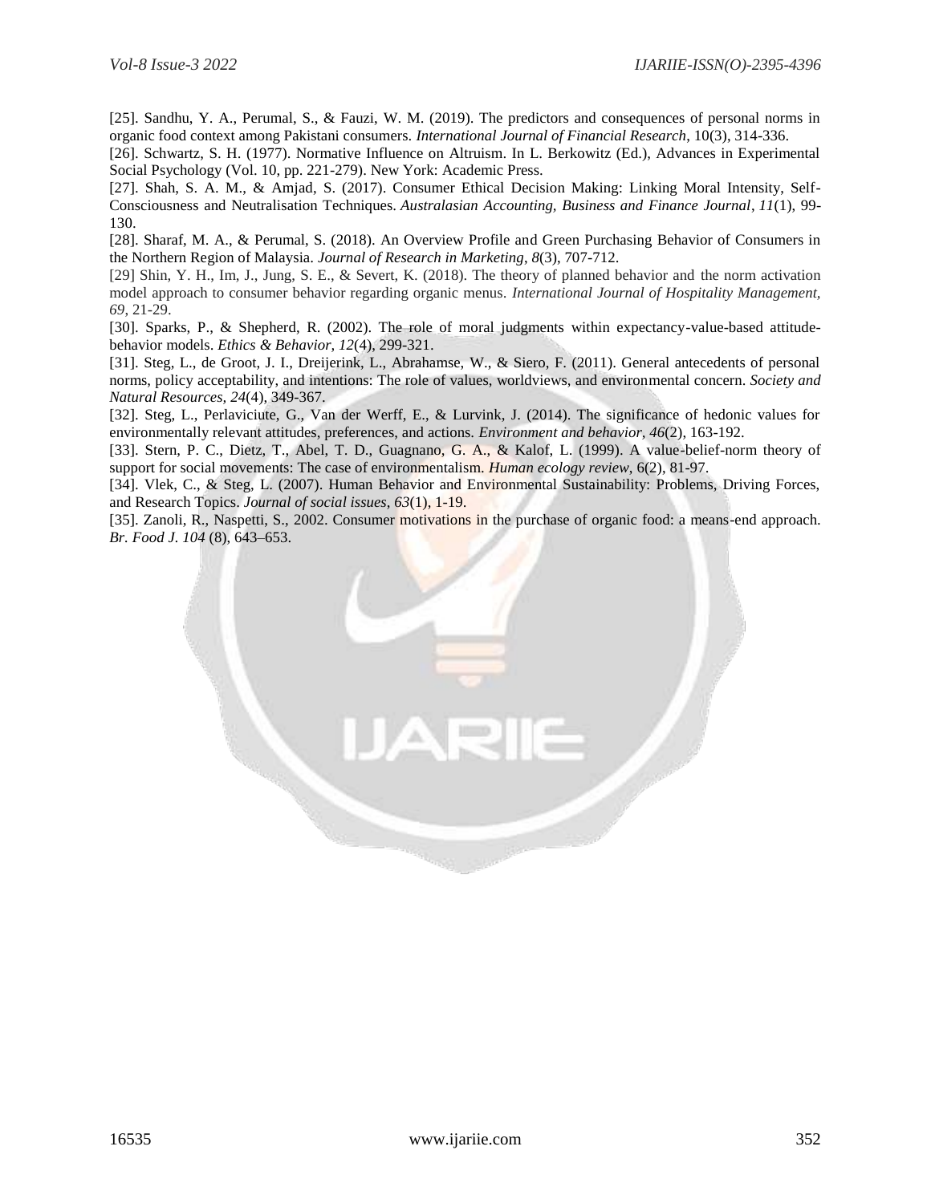[25]. Sandhu, Y. A., Perumal, S., & Fauzi, W. M. (2019). The predictors and consequences of personal norms in organic food context among Pakistani consumers. *International Journal of Financial Research*, 10(3), 314-336.

[26]. Schwartz, S. H. (1977). Normative Influence on Altruism. In L. Berkowitz (Ed.), Advances in Experimental Social Psychology (Vol. 10, pp. 221-279). New York: Academic Press.

[27]. Shah, S. A. M., & Amjad, S. (2017). Consumer Ethical Decision Making: Linking Moral Intensity, Self-Consciousness and Neutralisation Techniques. *Australasian Accounting, Business and Finance Journal*, *11*(1), 99-130.

[28]. Sharaf, M. A., & Perumal, S. (2018). An Overview Profile and Green Purchasing Behavior of Consumers in the Northern Region of Malaysia. *Journal of Research in Marketing*, *8*(3), 707-712.

[29] Shin, Y. H., Im, J., Jung, S. E., & Severt, K. (2018). The theory of planned behavior and the norm activation model approach to consumer behavior regarding organic menus. *International Journal of Hospitality Management, 69*, 21-29.

[30]. Sparks, P., & Shepherd, R. (2002). The role of moral judgments within expectancy-value-based attitude-behavior models. *Ethics & Behavior*, *12*(4), 299-321.

[31]. Steg, L., de Groot, J. I., Dreijerink, L., Abrahamse, W., & Siero, F. (2011). General antecedents of personal norms, policy acceptability, and intentions: The role of values, worldviews, and environmental concern. *Society and Natural Resources*, *24*(4), 349-367.

[32]. Steg, L., Perlaviciute, G., Van der Werff, E., & Lurvink, J. (2014). The significance of hedonic values for environmentally relevant attitudes, preferences, and actions. *Environment and behavior*, *46*(2), 163-192.

[33]. Stern, P. C., Dietz, T., Abel, T. D., Guagnano, G. A., & Kalof, L. (1999). A value-belief-norm theory of support for social movements: The case of environmentalism. *Human ecology review*, 6(2), 81-97.

[34]. Vlek, C., & Steg, L. (2007). Human Behavior and Environmental Sustainability: Problems, Driving Forces, and Research Topics. *Journal of social issues*, *63*(1), 1-19.

[35]. Zanoli, R., Naspetti, S., 2002. Consumer motivations in the purchase of organic food: a means-end approach. *Br. Food J. 104* (8), 643–653.